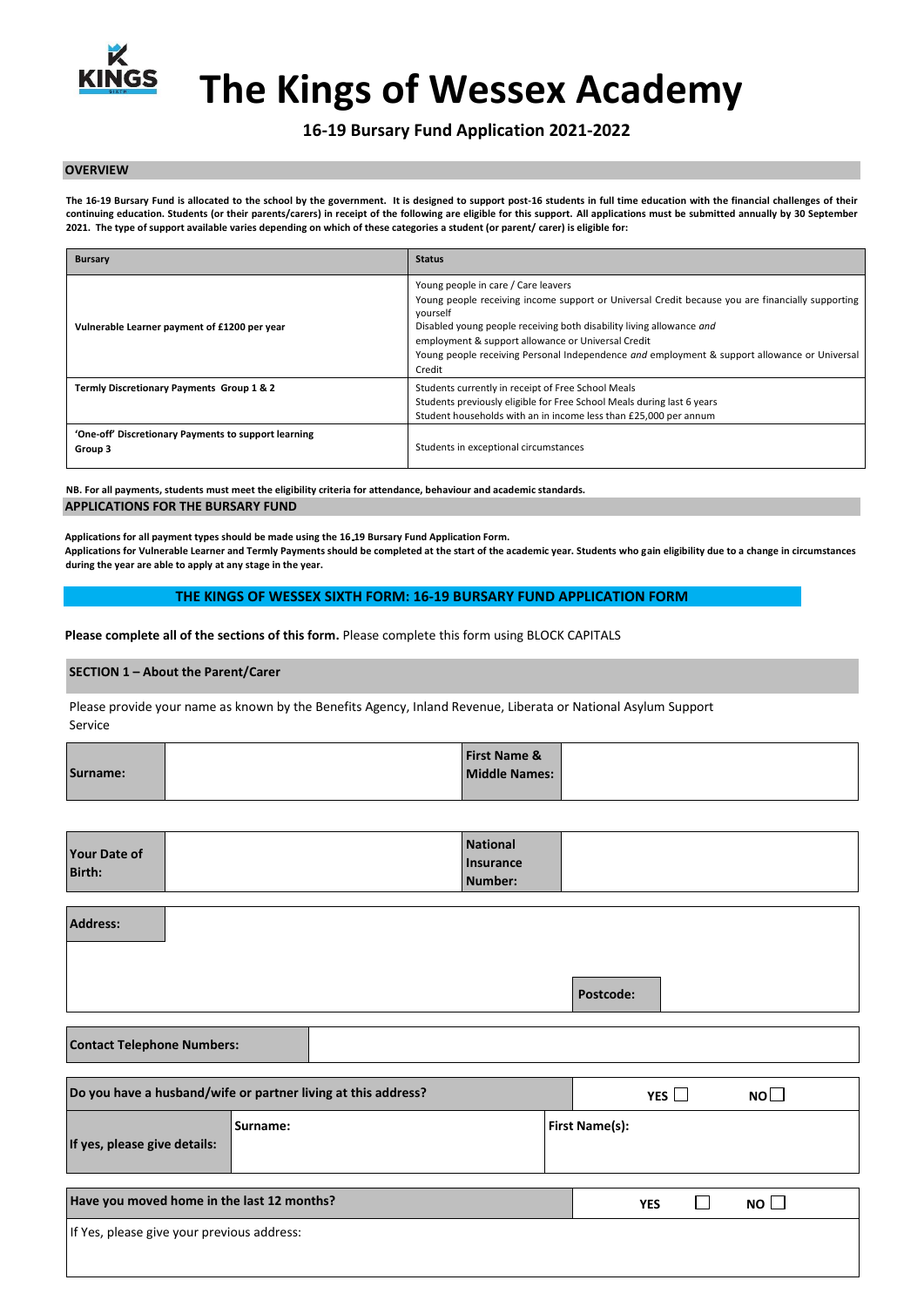# The Kings of Wessex Academy

## 16-19 Bursary Fund Application 2021-2022

### OVERVIEW

**The 16-19 Bursary Fund is allocated to the school by the government. It is designed to support post-16 students in full time education with the financial challenges of their continuing education. Students (or their parents/carers) in receipt of the following are eligible for this support. All applications must be submitted annually by 30 September 2021. The type of support available varies depending on which of these categories a student (or parent/ carer) is eligible for:**

| Bursary | Status |
|---|---|
| **Vulnerable Learner payment of £1200 per year** | Young people in care / Care leavers<br>Young people receiving income support or Universal Credit because you are financially supporting yourself<br>Disabled young people receiving both disability living allowance *and* employment & support allowance or Universal Credit<br>Young people receiving Personal Independence *and* employment & support allowance or Universal Credit |
| **Termly Discretionary Payments Group 1 & 2** | Students currently in receipt of Free School Meals<br>Students previously eligible for Free School Meals during last 6 years<br>Student households with an in income less than £25,000 per annum |
| **'One-off' Discretionary Payments to support learning Group 3** | Students in exceptional circumstances |

**NB. For all payments, students must meet the eligibility criteria for attendance, behaviour and academic standards.**

### APPLICATIONS FOR THE BURSARY FUND

**Applications for all payment types should be made using the 16-19 Bursary Fund Application Form.**
**Applications for Vulnerable Learner and Termly Payments should be completed at the start of the academic year. Students who gain eligibility due to a change in circumstances during the year are able to apply at any stage in the year.**

### THE KINGS OF WESSEX SIXTH FORM: 16-19 BURSARY FUND APPLICATION FORM

**Please complete all of the sections of this form.** Please complete this form using BLOCK CAPITALS

### SECTION 1 – About the Parent/Carer

Please provide your name as known by the Benefits Agency, Inland Revenue, Liberata or National Asylum Support Service

| **Surname:** | | **First Name & Middle Names:** | |
|---|---|---|---|

| **Your Date of Birth:** | | **National Insurance Number:** | |
|---|---|---|---|

| **Address:** | | | |
|---|---|---|---|
| | | **Postcode:** | |

| **Contact Telephone Numbers:** | |
|---|---|

| **Do you have a husband/wife or partner living at this address?** | | YES ☐ | NO ☐ |
|---|---|---|---|
| **If yes, please give details:** | **Surname:** | **First Name(s):** | |

| **Have you moved home in the last 12 months?** | YES ☐ | NO ☐ |
|---|---|---|
| If Yes, please give your previous address: | | |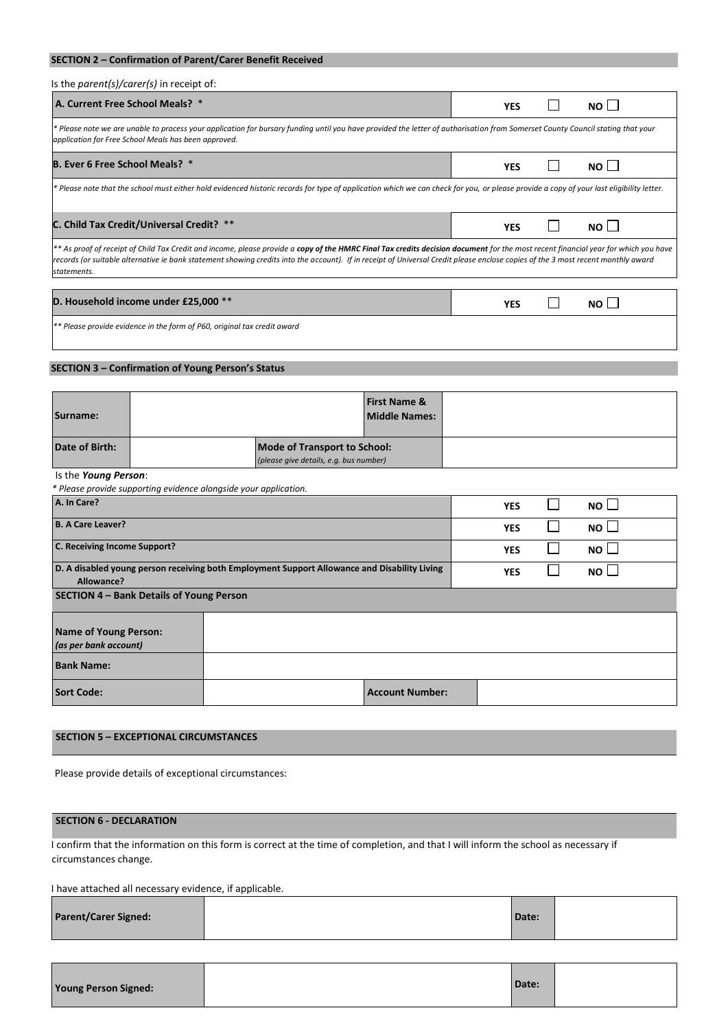## SECTION 2 – Confirmation of Parent/Carer Benefit Received

Is the *parent(s)/carer(s)* in receipt of:

| | | |
|---|---|---|
| **A. Current Free School Meals?** * | **YES** ☐ | **NO** ☐ |
| *\* Please note we are unable to process your application for bursary funding until you have provided the letter of authorisation from Somerset County Council stating that your application for Free School Meals has been approved.* | | |
| **B. Ever 6 Free School Meals?** * | **YES** ☐ | **NO** ☐ |
| *\* Please note that the school must either hold evidenced historic records for type of application which we can check for you, or please provide a copy of your last eligibility letter.* | | |
| **C. Child Tax Credit/Universal Credit?** ** | **YES** ☐ | **NO** ☐ |
| *\*\* As proof of receipt of Child Tax Credit and income, please provide a **copy of the HMRC Final Tax credits decision document** for the most recent financial year for which you have records (or suitable alternative ie bank statement showing credits into the account). If in receipt of Universal Credit please enclose copies of the 3 most recent monthly award statements.* | | |
| **D. Household income under £25,000** ** | **YES** ☐ | **NO** ☐ |
| *\*\* Please provide evidence in the form of P60, original tax credit award* | | |

## SECTION 3 – Confirmation of Young Person's Status

| | | | |
|---|---|---|---|
| **Surname:** | | **First Name & Middle Names:** | |
| **Date of Birth:** | | **Mode of Transport to School:** *(please give details, e.g. bus number)* | |

Is the ***Young Person***:

*\* Please provide supporting evidence alongside your application.*

| | | |
|---|---|---|
| **A. In Care?** | **YES** ☐ | **NO** ☐ |
| **B. A Care Leaver?** | **YES** ☐ | **NO** ☐ |
| **C. Receiving Income Support?** | **YES** ☐ | **NO** ☐ |
| **D. A disabled young person receiving both Employment Support Allowance and Disability Living Allowance?** | **YES** ☐ | **NO** ☐ |

## SECTION 4 – Bank Details of Young Person

| | | | |
|---|---|---|---|
| **Name of Young Person:** *(as per bank account)* | | | |
| **Bank Name:** | | | |
| **Sort Code:** | | **Account Number:** | |

## SECTION 5 – EXCEPTIONAL CIRCUMSTANCES

Please provide details of exceptional circumstances:

## SECTION 6 - DECLARATION

I confirm that the information on this form is correct at the time of completion, and that I will inform the school as necessary if circumstances change.

I have attached all necessary evidence, if applicable.

| | | | |
|---|---|---|---|
| **Parent/Carer Signed:** | | **Date:** | |

| | | | |
|---|---|---|---|
| **Young Person Signed:** | | **Date:** | |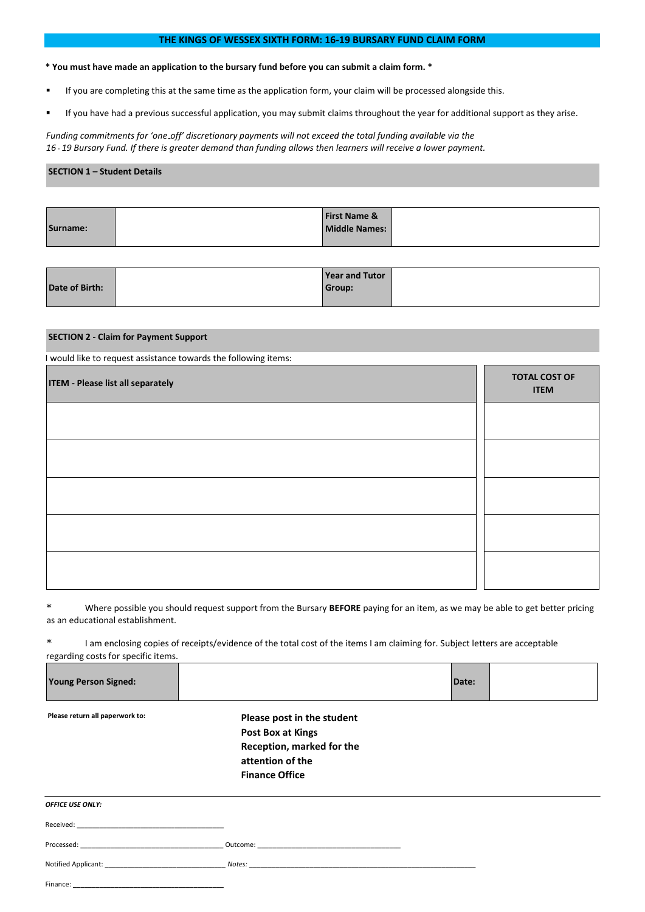## THE KINGS OF WESSEX SIXTH FORM: 16-19 BURSARY FUND CLAIM FORM

**\* You must have made an application to the bursary fund before you can submit a claim form. \***

- If you are completing this at the same time as the application form, your claim will be processed alongside this.
- If you have had a previous successful application, you may submit claims throughout the year for additional support as they arise.

*Funding commitments for 'one off' discretionary payments will not exceed the total funding available via the 16 - 19 Bursary Fund. If there is greater demand than funding allows then learners will receive a lower payment.*

### SECTION 1 – Student Details

| | | | |
|---|---|---|---|
| **Surname:** | | **First Name & Middle Names:** | |

| | | | |
|---|---|---|---|
| **Date of Birth:** | | **Year and Tutor Group:** | |

### SECTION 2 - Claim for Payment Support

I would like to request assistance towards the following items:

| **ITEM - Please list all separately** | **TOTAL COST OF ITEM** |
|---|---|
| | |
| | |
| | |
| | |
| | |

\* Where possible you should request support from the Bursary **BEFORE** paying for an item, as we may be able to get better pricing as an educational establishment.

\* I am enclosing copies of receipts/evidence of the total cost of the items I am claiming for. Subject letters are acceptable regarding costs for specific items.

| | | | |
|---|---|---|---|
| **Young Person Signed:** | | **Date:** | |

**Please return all paperwork to:**

**Please post in the student Post Box at Kings Reception, marked for the attention of the Finance Office**

*OFFICE USE ONLY:*

Received: ______________________________

Processed: ______________________________ Outcome: ______________________________

Notified Applicant: ______________________________ *Notes:* ______________________________

Finance: ______________________________